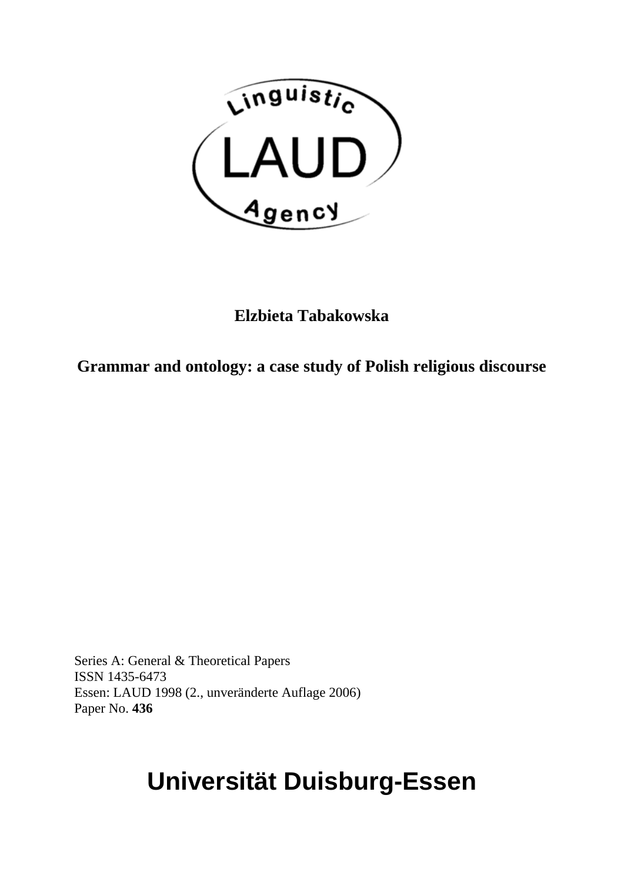Linguistic

LAUD

Agency

**Elzbieta Tabakowska**

**Grammar and ontology: a case study of Polish religious discourse**

Series A: General & Theoretical Papers
ISSN 1435-6473
Essen: LAUD 1998 (2., unveränderte Auflage 2006)
Paper No. **436**

# Universität Duisburg-Essen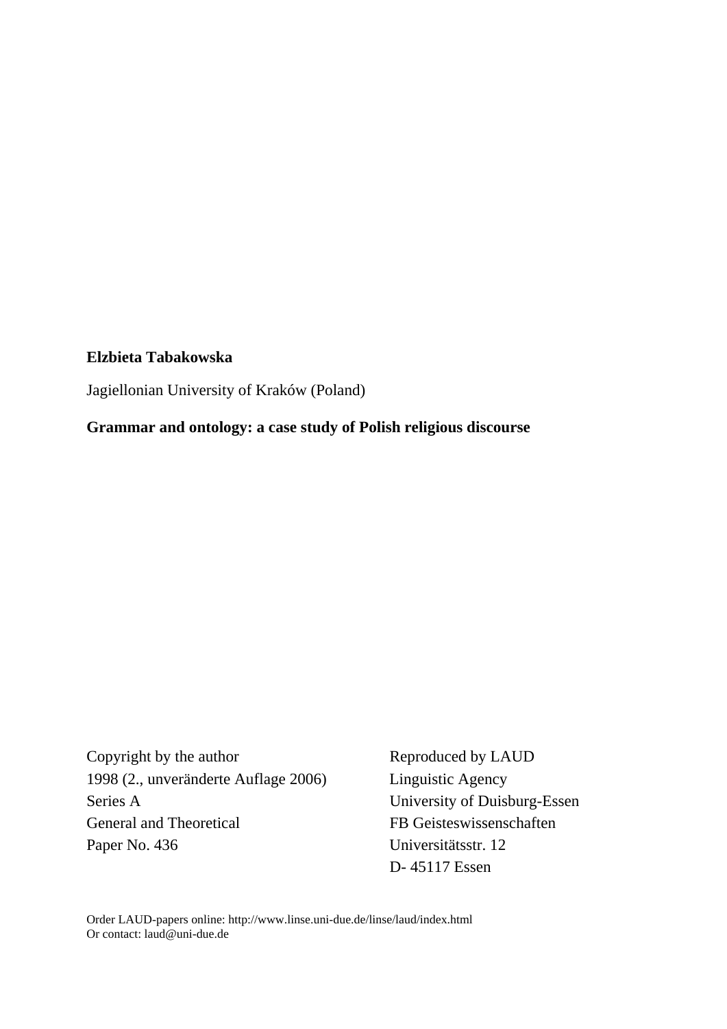**Elzbieta Tabakowska**

Jagiellonian University of Kraków (Poland)

**Grammar and ontology: a case study of Polish religious discourse**

Copyright by the author
1998 (2., unveränderte Auflage 2006)
Series A
General and Theoretical
Paper No. 436

Reproduced by LAUD
Linguistic Agency
University of Duisburg-Essen
FB Geisteswissenschaften
Universitätsstr. 12
D- 45117 Essen

Order LAUD-papers online: http://www.linse.uni-due.de/linse/laud/index.html
Or contact: laud@uni-due.de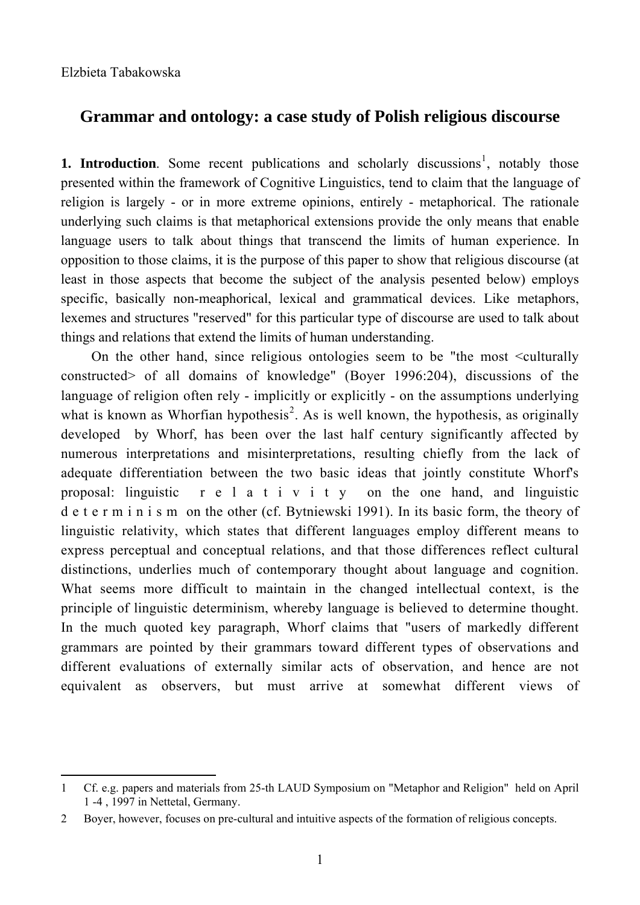Elzbieta Tabakowska

# Grammar and ontology: a case study of Polish religious discourse

**1. Introduction**. Some recent publications and scholarly discussions[1], notably those presented within the framework of Cognitive Linguistics, tend to claim that the language of religion is largely - or in more extreme opinions, entirely - metaphorical. The rationale underlying such claims is that metaphorical extensions provide the only means that enable language users to talk about things that transcend the limits of human experience. In opposition to those claims, it is the purpose of this paper to show that religious discourse (at least in those aspects that become the subject of the analysis pesented below) employs specific, basically non-meaphorical, lexical and grammatical devices. Like metaphors, lexemes and structures "reserved" for this particular type of discourse are used to talk about things and relations that extend the limits of human understanding.

On the other hand, since religious ontologies seem to be "the most <culturally constructed> of all domains of knowledge" (Boyer 1996:204), discussions of the language of religion often rely - implicitly or explicitly - on the assumptions underlying what is known as Whorfian hypothesis[2]. As is well known, the hypothesis, as originally developed by Whorf, has been over the last half century significantly affected by numerous interpretations and misinterpretations, resulting chiefly from the lack of adequate differentiation between the two basic ideas that jointly constitute Whorf's proposal: linguistic r e l a t i v i t y on the one hand, and linguistic d e t e r m i n i s m on the other (cf. Bytniewski 1991). In its basic form, the theory of linguistic relativity, which states that different languages employ different means to express perceptual and conceptual relations, and that those differences reflect cultural distinctions, underlies much of contemporary thought about language and cognition. What seems more difficult to maintain in the changed intellectual context, is the principle of linguistic determinism, whereby language is believed to determine thought. In the much quoted key paragraph, Whorf claims that "users of markedly different grammars are pointed by their grammars toward different types of observations and different evaluations of externally similar acts of observation, and hence are not equivalent as observers, but must arrive at somewhat different views of

---

1 Cf. e.g. papers and materials from 25-th LAUD Symposium on "Metaphor and Religion" held on April 1 -4 , 1997 in Nettetal, Germany.

2 Boyer, however, focuses on pre-cultural and intuitive aspects of the formation of religious concepts.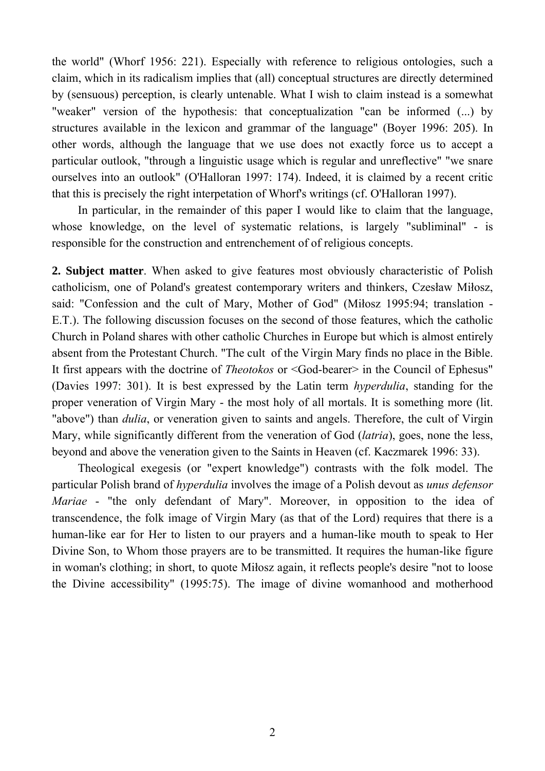the world" (Whorf 1956: 221). Especially with reference to religious ontologies, such a claim, which in its radicalism implies that (all) conceptual structures are directly determined by (sensuous) perception, is clearly untenable. What I wish to claim instead is a somewhat "weaker" version of the hypothesis: that conceptualization "can be informed (...) by structures available in the lexicon and grammar of the language" (Boyer 1996: 205). In other words, although the language that we use does not exactly force us to accept a particular outlook, "through a linguistic usage which is regular and unreflective" "we snare ourselves into an outlook" (O'Halloran 1997: 174). Indeed, it is claimed by a recent critic that this is precisely the right interpetation of Whorf's writings (cf. O'Halloran 1997).

In particular, in the remainder of this paper I would like to claim that the language, whose knowledge, on the level of systematic relations, is largely "subliminal" - is responsible for the construction and entrenchement of of religious concepts.

**2. Subject matter**. When asked to give features most obviously characteristic of Polish catholicism, one of Poland's greatest contemporary writers and thinkers, Czesław Miłosz, said: "Confession and the cult of Mary, Mother of God" (Miłosz 1995:94; translation - E.T.). The following discussion focuses on the second of those features, which the catholic Church in Poland shares with other catholic Churches in Europe but which is almost entirely absent from the Protestant Church. "The cult of the Virgin Mary finds no place in the Bible. It first appears with the doctrine of *Theotokos* or <God-bearer> in the Council of Ephesus" (Davies 1997: 301). It is best expressed by the Latin term *hyperdulia*, standing for the proper veneration of Virgin Mary - the most holy of all mortals. It is something more (lit. "above") than *dulia*, or veneration given to saints and angels. Therefore, the cult of Virgin Mary, while significantly different from the veneration of God (*latria*), goes, none the less, beyond and above the veneration given to the Saints in Heaven (cf. Kaczmarek 1996: 33).

Theological exegesis (or "expert knowledge") contrasts with the folk model. The particular Polish brand of *hyperdulia* involves the image of a Polish devout as *unus defensor Mariae* - "the only defendant of Mary". Moreover, in opposition to the idea of transcendence, the folk image of Virgin Mary (as that of the Lord) requires that there is a human-like ear for Her to listen to our prayers and a human-like mouth to speak to Her Divine Son, to Whom those prayers are to be transmitted. It requires the human-like figure in woman's clothing; in short, to quote Miłosz again, it reflects people's desire "not to loose the Divine accessibility" (1995:75). The image of divine womanhood and motherhood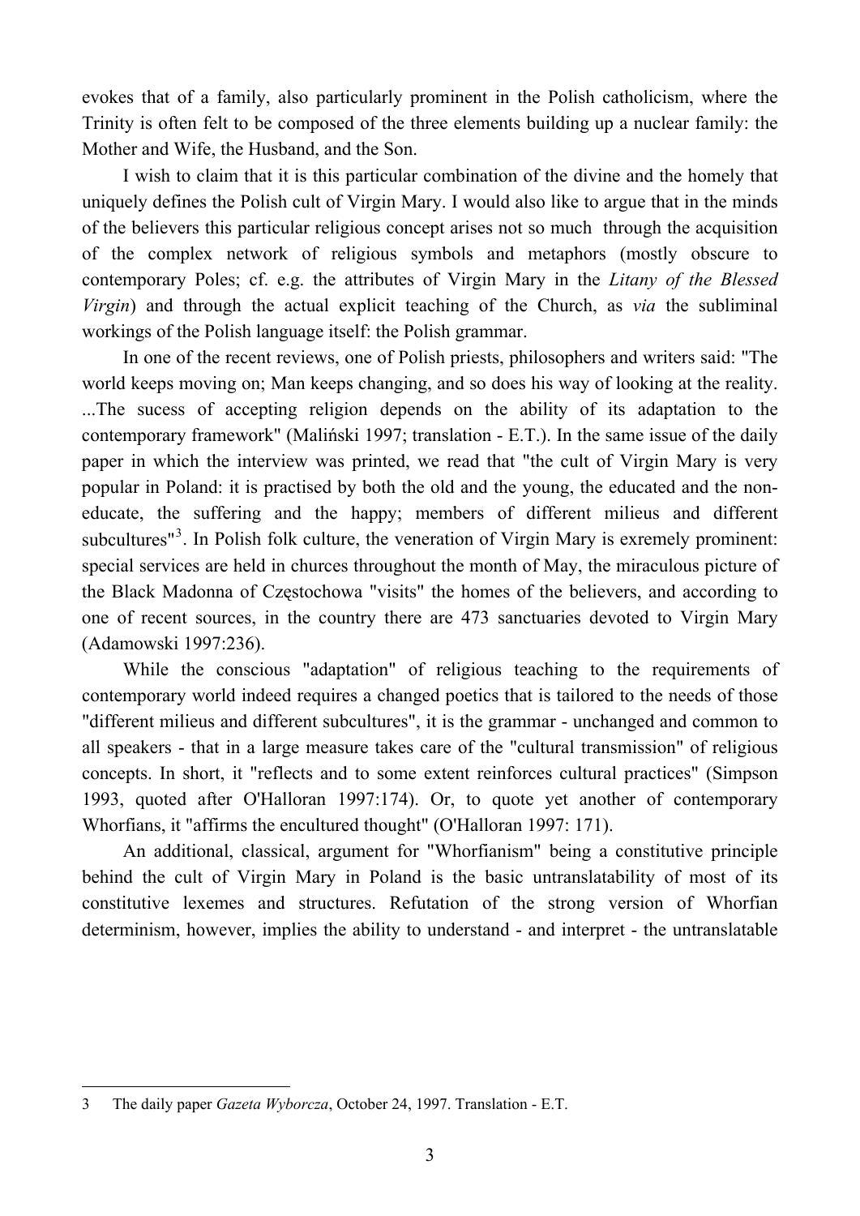evokes that of a family, also particularly prominent in the Polish catholicism, where the Trinity is often felt to be composed of the three elements building up a nuclear family: the Mother and Wife, the Husband, and the Son.

I wish to claim that it is this particular combination of the divine and the homely that uniquely defines the Polish cult of Virgin Mary. I would also like to argue that in the minds of the believers this particular religious concept arises not so much through the acquisition of the complex network of religious symbols and metaphors (mostly obscure to contemporary Poles; cf. e.g. the attributes of Virgin Mary in the *Litany of the Blessed Virgin*) and through the actual explicit teaching of the Church, as *via* the subliminal workings of the Polish language itself: the Polish grammar.

In one of the recent reviews, one of Polish priests, philosophers and writers said: "The world keeps moving on; Man keeps changing, and so does his way of looking at the reality. ...The sucess of accepting religion depends on the ability of its adaptation to the contemporary framework" (Maliński 1997; translation - E.T.). In the same issue of the daily paper in which the interview was printed, we read that "the cult of Virgin Mary is very popular in Poland: it is practised by both the old and the young, the educated and the non-educate, the suffering and the happy; members of different milieus and different subcultures"[3]. In Polish folk culture, the veneration of Virgin Mary is exremely prominent: special services are held in churces throughout the month of May, the miraculous picture of the Black Madonna of Częstochowa "visits" the homes of the believers, and according to one of recent sources, in the country there are 473 sanctuaries devoted to Virgin Mary (Adamowski 1997:236).

While the conscious "adaptation" of religious teaching to the requirements of contemporary world indeed requires a changed poetics that is tailored to the needs of those "different milieus and different subcultures", it is the grammar - unchanged and common to all speakers - that in a large measure takes care of the "cultural transmission" of religious concepts. In short, it "reflects and to some extent reinforces cultural practices" (Simpson 1993, quoted after O'Halloran 1997:174). Or, to quote yet another of contemporary Whorfians, it "affirms the encultured thought" (O'Halloran 1997: 171).

An additional, classical, argument for "Whorfianism" being a constitutive principle behind the cult of Virgin Mary in Poland is the basic untranslatability of most of its constitutive lexemes and structures. Refutation of the strong version of Whorfian determinism, however, implies the ability to understand - and interpret - the untranslatable

---

3 The daily paper *Gazeta Wyborcza*, October 24, 1997. Translation - E.T.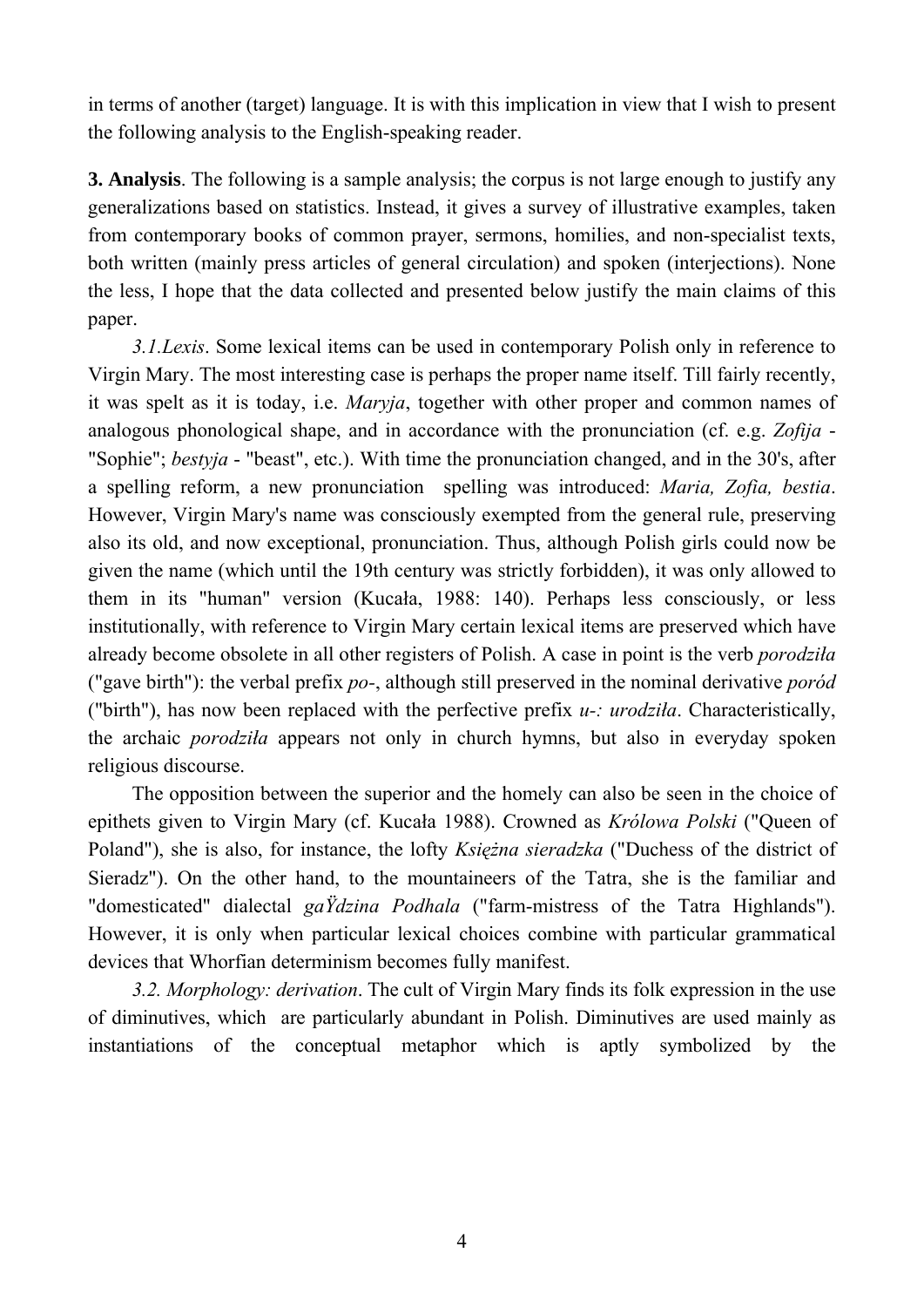in terms of another (target) language. It is with this implication in view that I wish to present the following analysis to the English-speaking reader.

**3. Analysis**. The following is a sample analysis; the corpus is not large enough to justify any generalizations based on statistics. Instead, it gives a survey of illustrative examples, taken from contemporary books of common prayer, sermons, homilies, and non-specialist texts, both written (mainly press articles of general circulation) and spoken (interjections). None the less, I hope that the data collected and presented below justify the main claims of this paper.

*3.1.Lexis*. Some lexical items can be used in contemporary Polish only in reference to Virgin Mary. The most interesting case is perhaps the proper name itself. Till fairly recently, it was spelt as it is today, i.e. *Maryja*, together with other proper and common names of analogous phonological shape, and in accordance with the pronunciation (cf. e.g. *Zofija* - "Sophie"; *bestyja* - "beast", etc.). With time the pronunciation changed, and in the 30's, after a spelling reform, a new pronunciation spelling was introduced: *Maria, Zofia, bestia*. However, Virgin Mary's name was consciously exempted from the general rule, preserving also its old, and now exceptional, pronunciation. Thus, although Polish girls could now be given the name (which until the 19th century was strictly forbidden), it was only allowed to them in its "human" version (Kucała, 1988: 140). Perhaps less consciously, or less institutionally, with reference to Virgin Mary certain lexical items are preserved which have already become obsolete in all other registers of Polish. A case in point is the verb *porodziła* ("gave birth"): the verbal prefix *po-*, although still preserved in the nominal derivative *poród* ("birth"), has now been replaced with the perfective prefix *u-: urodziła*. Characteristically, the archaic *porodziła* appears not only in church hymns, but also in everyday spoken religious discourse.

The opposition between the superior and the homely can also be seen in the choice of epithets given to Virgin Mary (cf. Kucała 1988). Crowned as *Królowa Polski* ("Queen of Poland"), she is also, for instance, the lofty *Księżna sieradzka* ("Duchess of the district of Sieradz"). On the other hand, to the mountaineers of the Tatra, she is the familiar and "domesticated" dialectal *gaŸdzina Podhala* ("farm-mistress of the Tatra Highlands"). However, it is only when particular lexical choices combine with particular grammatical devices that Whorfian determinism becomes fully manifest.

*3.2. Morphology: derivation*. The cult of Virgin Mary finds its folk expression in the use of diminutives, which are particularly abundant in Polish. Diminutives are used mainly as instantiations of the conceptual metaphor which is aptly symbolized by the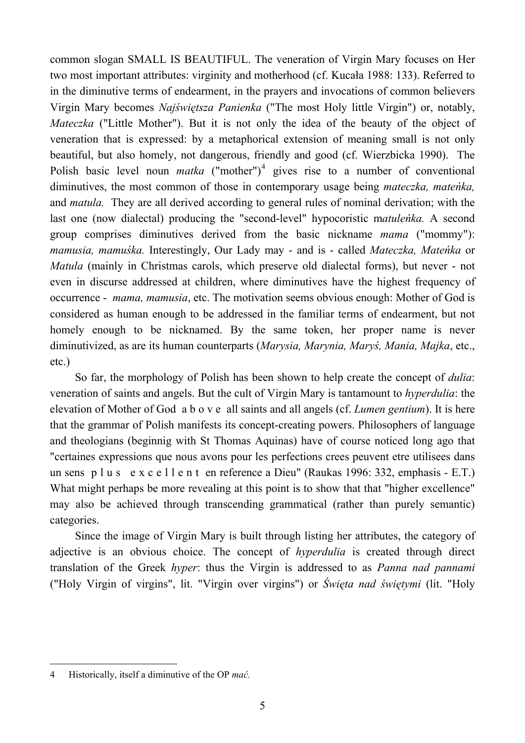common slogan SMALL IS BEAUTIFUL. The veneration of Virgin Mary focuses on Her two most important attributes: virginity and motherhood (cf. Kucała 1988: 133). Referred to in the diminutive terms of endearment, in the prayers and invocations of common believers Virgin Mary becomes *Najświętsza Panienka* ("The most Holy little Virgin") or, notably, *Mateczka* ("Little Mother"). But it is not only the idea of the beauty of the object of veneration that is expressed: by a metaphorical extension of meaning small is not only beautiful, but also homely, not dangerous, friendly and good (cf. Wierzbicka 1990). The Polish basic level noun *matka* ("mother")[4] gives rise to a number of conventional diminutives, the most common of those in contemporary usage being *mateczka, mateńka,* and *matula.* They are all derived according to general rules of nominal derivation; with the last one (now dialectal) producing the "second-level" hypocoristic m*atuleńka.* A second group comprises diminutives derived from the basic nickname *mama* ("mommy"): *mamusia, mamuśka.* Interestingly, Our Lady may - and is - called *Mateczka, Mateńka* or *Matula* (mainly in Christmas carols, which preserve old dialectal forms), but never - not even in discurse addressed at children, where diminutives have the highest frequency of occurrence - *mama, mamusia*, etc. The motivation seems obvious enough: Mother of God is considered as human enough to be addressed in the familiar terms of endearment, but not homely enough to be nicknamed. By the same token, her proper name is never diminutivized, as are its human counterparts (*Marysia, Marynia, Maryś, Mania, Majka*, etc., etc.)

So far, the morphology of Polish has been shown to help create the concept of *dulia*: veneration of saints and angels. But the cult of Virgin Mary is tantamount to *hyperdulia*: the elevation of Mother of God a b o v e all saints and all angels (cf. *Lumen gentium*). It is here that the grammar of Polish manifests its concept-creating powers. Philosophers of language and theologians (beginnig with St Thomas Aquinas) have of course noticed long ago that "certaines expressions que nous avons pour les perfections crees peuvent etre utilisees dans un sens p l u s e x c e l l e n t en reference a Dieu" (Raukas 1996: 332, emphasis - E.T.) What might perhaps be more revealing at this point is to show that that "higher excellence" may also be achieved through transcending grammatical (rather than purely semantic) categories.

Since the image of Virgin Mary is built through listing her attributes, the category of adjective is an obvious choice. The concept of *hyperdulia* is created through direct translation of the Greek *hyper*: thus the Virgin is addressed to as *Panna nad pannami* ("Holy Virgin of virgins", lit. "Virgin over virgins") or *Święta nad świętymi* (lit. "Holy

---

[4] Historically, itself a diminutive of the OP *mać.*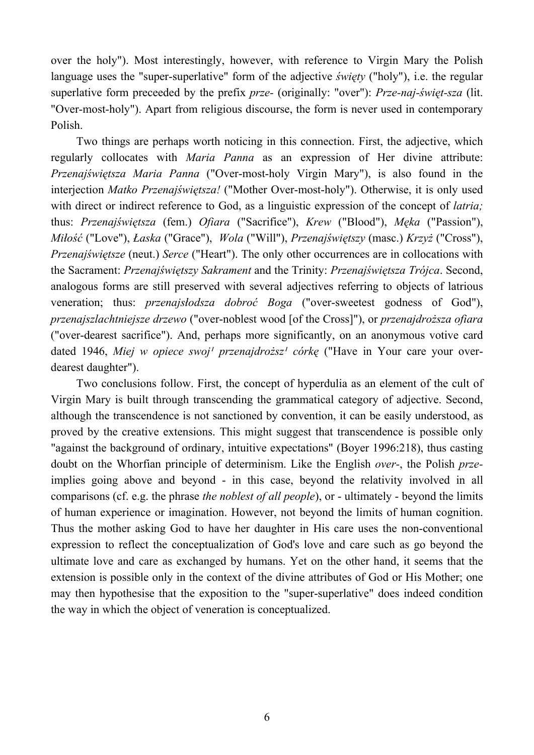over the holy"). Most interestingly, however, with reference to Virgin Mary the Polish language uses the "super-superlative" form of the adjective *święty* ("holy"), i.e. the regular superlative form preceeded by the prefix *prze-* (originally: "over"): *Prze-naj-święt-sza* (lit. "Over-most-holy"). Apart from religious discourse, the form is never used in contemporary Polish.

Two things are perhaps worth noticing in this connection. First, the adjective, which regularly collocates with *Maria Panna* as an expression of Her divine attribute: *Przenajświętsza Maria Panna* ("Over-most-holy Virgin Mary"), is also found in the interjection *Matko Przenajświętsza!* ("Mother Over-most-holy"). Otherwise, it is only used with direct or indirect reference to God, as a linguistic expression of the concept of *latria;* thus: *Przenajświętsza* (fem.) *Ofiara* ("Sacrifice"), *Krew* ("Blood"), *Męka* ("Passion"), *Miłość* ("Love"), *Łaska* ("Grace"), *Wola* ("Will"), *Przenajświętszy* (masc.) *Krzyż* ("Cross"), *Przenajświętsze* (neut.) *Serce* ("Heart"). The only other occurrences are in collocations with the Sacrament: *Przenajświętszy Sakrament* and the Trinity: *Przenajświętsza Trójca*. Second, analogous forms are still preserved with several adjectives referring to objects of latrious veneration; thus: *przenajsłodsza dobroć Boga* ("over-sweetest godness of God"), *przenajszlachtniejsze drzewo* ("over-noblest wood [of the Cross]"), or *przenajdroższa ofiara* ("over-dearest sacrifice"). And, perhaps more significantly, on an anonymous votive card dated 1946, *Miej w opiece swoj[1] przenajdroższ[1] córkę* ("Have in Your care your over-dearest daughter").

Two conclusions follow. First, the concept of hyperdulia as an element of the cult of Virgin Mary is built through transcending the grammatical category of adjective. Second, although the transcendence is not sanctioned by convention, it can be easily understood, as proved by the creative extensions. This might suggest that transcendence is possible only "against the background of ordinary, intuitive expectations" (Boyer 1996:218), thus casting doubt on the Whorfian principle of determinism. Like the English *over-*, the Polish *prze-* implies going above and beyond - in this case, beyond the relativity involved in all comparisons (cf. e.g. the phrase *the noblest of all people*), or - ultimately - beyond the limits of human experience or imagination. However, not beyond the limits of human cognition. Thus the mother asking God to have her daughter in His care uses the non-conventional expression to reflect the conceptualization of God's love and care such as go beyond the ultimate love and care as exchanged by humans. Yet on the other hand, it seems that the extension is possible only in the context of the divine attributes of God or His Mother; one may then hypothesise that the exposition to the "super-superlative" does indeed condition the way in which the object of veneration is conceptualized.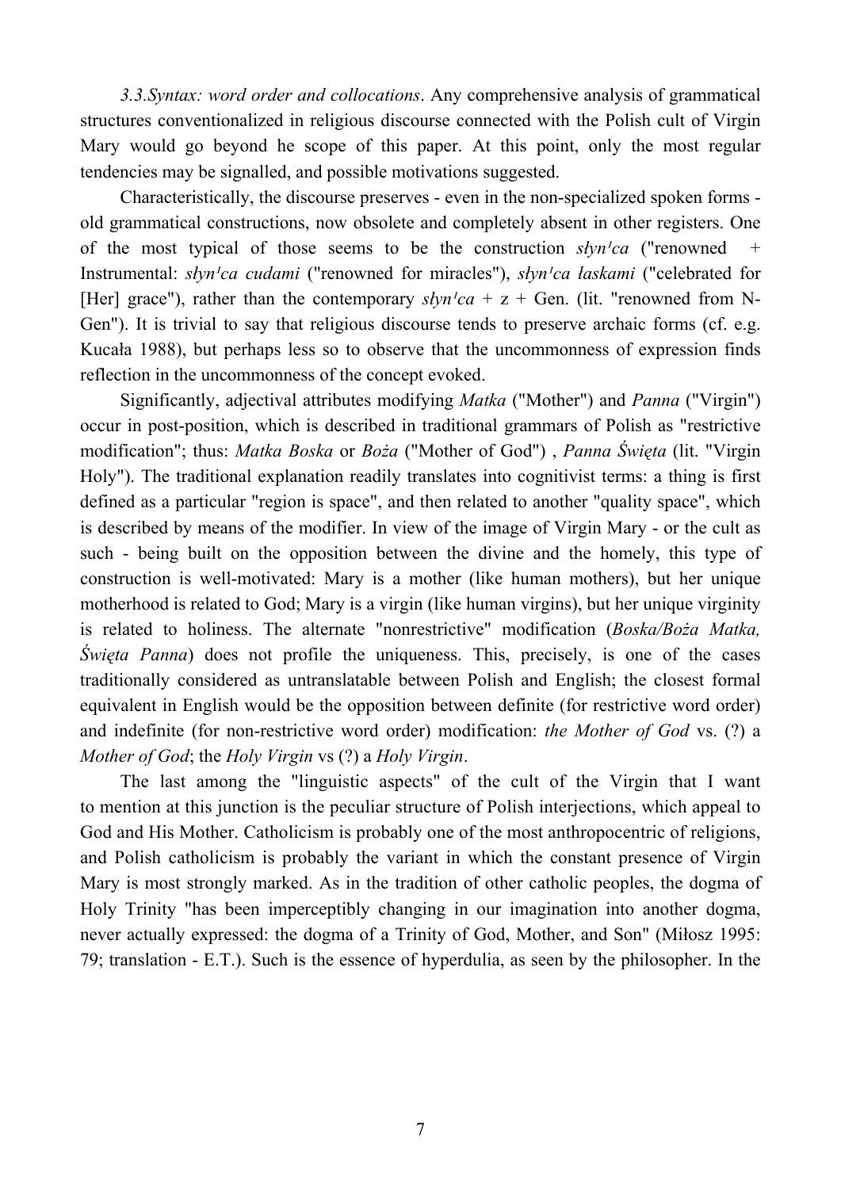*3.3.Syntax: word order and collocations*. Any comprehensive analysis of grammatical structures conventionalized in religious discourse connected with the Polish cult of Virgin Mary would go beyond he scope of this paper. At this point, only the most regular tendencies may be signalled, and possible motivations suggested.

Characteristically, the discourse preserves - even in the non-specialized spoken forms - old grammatical constructions, now obsolete and completely absent in other registers. One of the most typical of those seems to be the construction *słyn¹ca* ("renowned + Instrumental: *słyn¹ca cudami* ("renowned for miracles"), *słyn¹ca łaskami* ("celebrated for [Her] grace"), rather than the contemporary *słyn¹ca* + z + Gen. (lit. "renowned from N-Gen"). It is trivial to say that religious discourse tends to preserve archaic forms (cf. e.g. Kucała 1988), but perhaps less so to observe that the uncommonness of expression finds reflection in the uncommonness of the concept evoked.

Significantly, adjectival attributes modifying *Matka* ("Mother") and *Panna* ("Virgin") occur in post-position, which is described in traditional grammars of Polish as "restrictive modification"; thus: *Matka Boska* or *Boża* ("Mother of God") , *Panna Święta* (lit. "Virgin Holy"). The traditional explanation readily translates into cognitivist terms: a thing is first defined as a particular "region is space", and then related to another "quality space", which is described by means of the modifier. In view of the image of Virgin Mary - or the cult as such - being built on the opposition between the divine and the homely, this type of construction is well-motivated: Mary is a mother (like human mothers), but her unique motherhood is related to God; Mary is a virgin (like human virgins), but her unique virginity is related to holiness. The alternate "nonrestrictive" modification (*Boska/Boża Matka, Święta Panna*) does not profile the uniqueness. This, precisely, is one of the cases traditionally considered as untranslatable between Polish and English; the closest formal equivalent in English would be the opposition between definite (for restrictive word order) and indefinite (for non-restrictive word order) modification: *the Mother of God* vs. (?) a *Mother of God*; the *Holy Virgin* vs (?) a *Holy Virgin*.

The last among the "linguistic aspects" of the cult of the Virgin that I want to mention at this junction is the peculiar structure of Polish interjections, which appeal to God and His Mother. Catholicism is probably one of the most anthropocentric of religions, and Polish catholicism is probably the variant in which the constant presence of Virgin Mary is most strongly marked. As in the tradition of other catholic peoples, the dogma of Holy Trinity "has been imperceptibly changing in our imagination into another dogma, never actually expressed: the dogma of a Trinity of God, Mother, and Son" (Miłosz 1995: 79; translation - E.T.). Such is the essence of hyperdulia, as seen by the philosopher. In the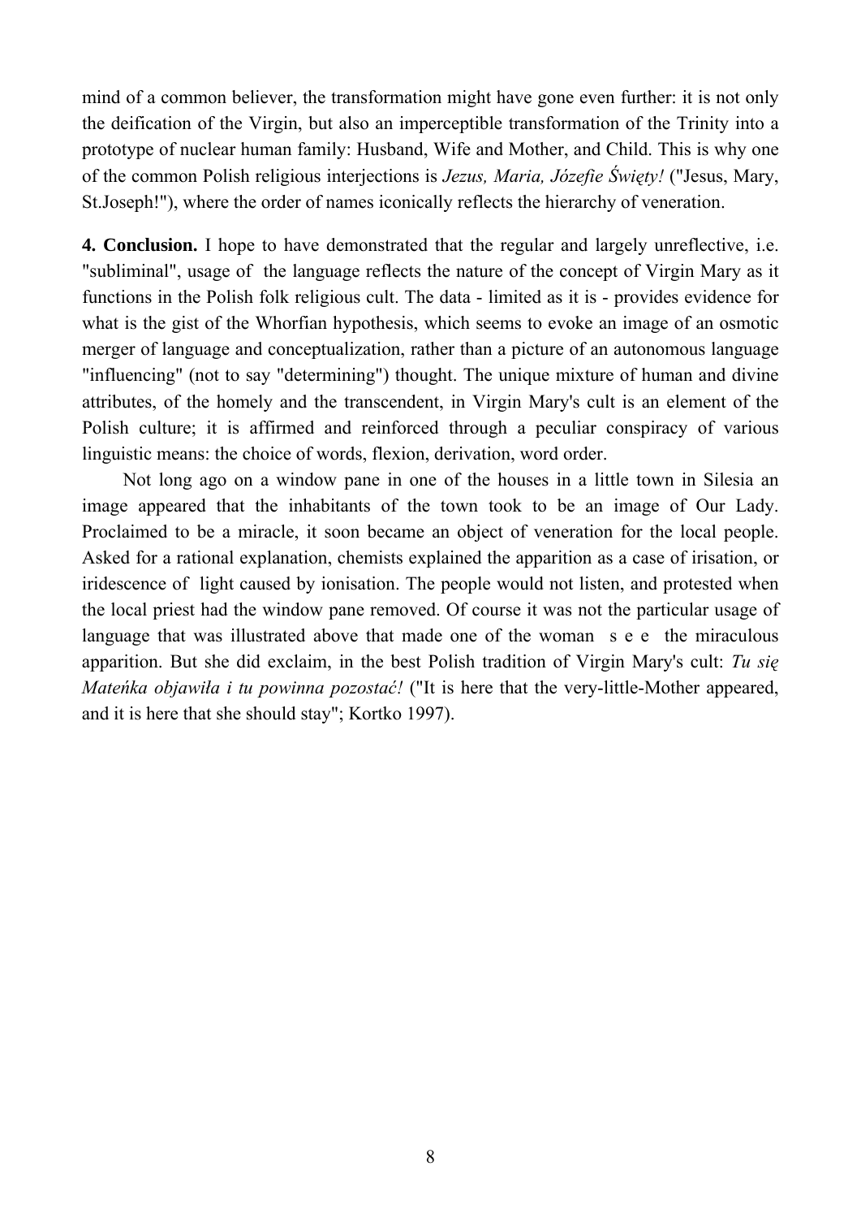mind of a common believer, the transformation might have gone even further: it is not only the deification of the Virgin, but also an imperceptible transformation of the Trinity into a prototype of nuclear human family: Husband, Wife and Mother, and Child. This is why one of the common Polish religious interjections is *Jezus, Maria, Józefie Święty!* ("Jesus, Mary, St.Joseph!"), where the order of names iconically reflects the hierarchy of veneration.

**4. Conclusion.** I hope to have demonstrated that the regular and largely unreflective, i.e. "subliminal", usage of the language reflects the nature of the concept of Virgin Mary as it functions in the Polish folk religious cult. The data - limited as it is - provides evidence for what is the gist of the Whorfian hypothesis, which seems to evoke an image of an osmotic merger of language and conceptualization, rather than a picture of an autonomous language "influencing" (not to say "determining") thought. The unique mixture of human and divine attributes, of the homely and the transcendent, in Virgin Mary's cult is an element of the Polish culture; it is affirmed and reinforced through a peculiar conspiracy of various linguistic means: the choice of words, flexion, derivation, word order.

Not long ago on a window pane in one of the houses in a little town in Silesia an image appeared that the inhabitants of the town took to be an image of Our Lady. Proclaimed to be a miracle, it soon became an object of veneration for the local people. Asked for a rational explanation, chemists explained the apparition as a case of irisation, or iridescence of light caused by ionisation. The people would not listen, and protested when the local priest had the window pane removed. Of course it was not the particular usage of language that was illustrated above that made one of the woman s e e the miraculous apparition. But she did exclaim, in the best Polish tradition of Virgin Mary's cult: *Tu się Mateńka objawiła i tu powinna pozostać!* ("It is here that the very-little-Mother appeared, and it is here that she should stay"; Kortko 1997).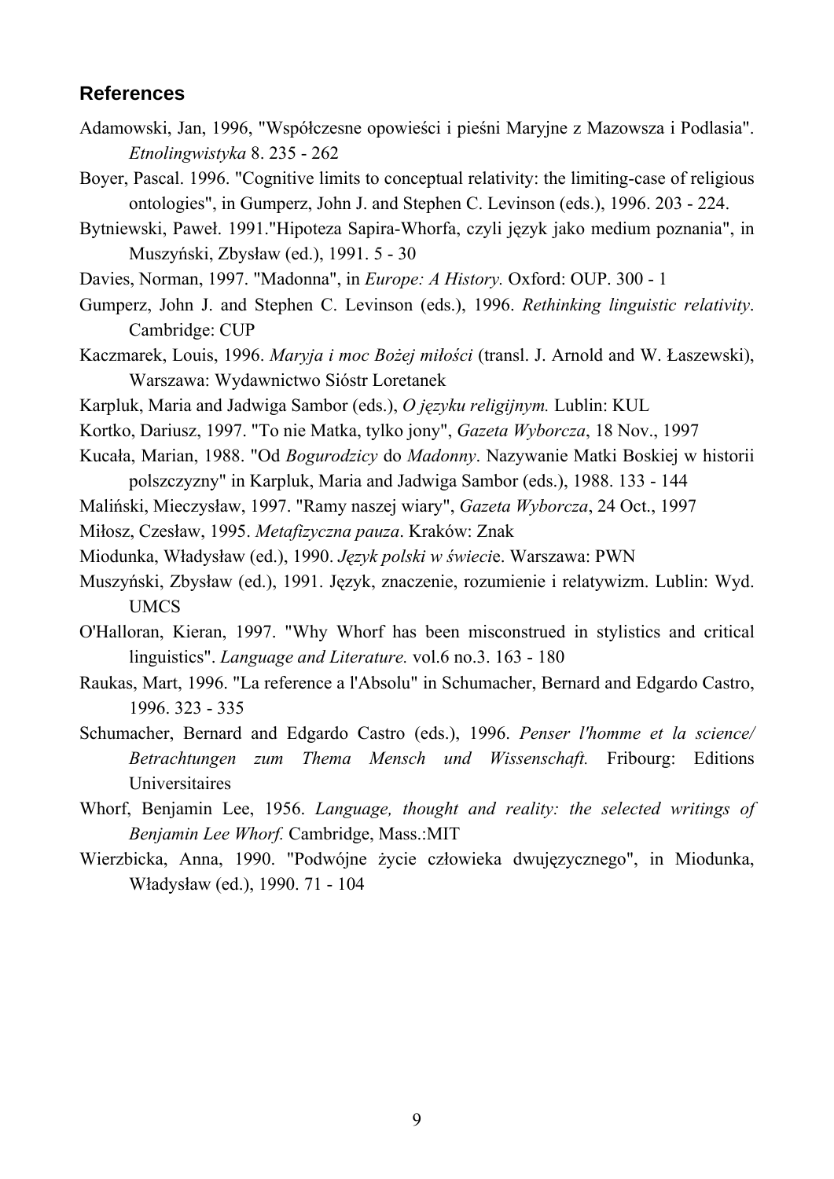## References

Adamowski, Jan, 1996, "Współczesne opowieści i pieśni Maryjne z Mazowsza i Podlasia". *Etnolingwistyka* 8. 235 - 262

Boyer, Pascal. 1996. "Cognitive limits to conceptual relativity: the limiting-case of religious ontologies", in Gumperz, John J. and Stephen C. Levinson (eds.), 1996. 203 - 224.

Bytniewski, Paweł. 1991."Hipoteza Sapira-Whorfa, czyli język jako medium poznania", in Muszyński, Zbysław (ed.), 1991. 5 - 30

Davies, Norman, 1997. "Madonna", in *Europe: A History.* Oxford: OUP. 300 - 1

Gumperz, John J. and Stephen C. Levinson (eds.), 1996. *Rethinking linguistic relativity*. Cambridge: CUP

Kaczmarek, Louis, 1996. *Maryja i moc Bożej miłości* (transl. J. Arnold and W. Łaszewski), Warszawa: Wydawnictwo Sióstr Loretanek

Karpluk, Maria and Jadwiga Sambor (eds.), *O języku religijnym.* Lublin: KUL

Kortko, Dariusz, 1997. "To nie Matka, tylko jony", *Gazeta Wyborcza*, 18 Nov., 1997

Kucała, Marian, 1988. "Od *Bogurodzicy* do *Madonny*. Nazywanie Matki Boskiej w historii polszczyzny" in Karpluk, Maria and Jadwiga Sambor (eds.), 1988. 133 - 144

Maliński, Mieczysław, 1997. "Ramy naszej wiary", *Gazeta Wyborcza*, 24 Oct., 1997

Miłosz, Czesław, 1995. *Metafizyczna pauza*. Kraków: Znak

Miodunka, Władysław (ed.), 1990. *Język polski w świeci*e. Warszawa: PWN

Muszyński, Zbysław (ed.), 1991. Język, znaczenie, rozumienie i relatywizm. Lublin: Wyd. UMCS

O'Halloran, Kieran, 1997. "Why Whorf has been misconstrued in stylistics and critical linguistics". *Language and Literature.* vol.6 no.3. 163 - 180

Raukas, Mart, 1996. "La reference a l'Absolu" in Schumacher, Bernard and Edgardo Castro, 1996. 323 - 335

Schumacher, Bernard and Edgardo Castro (eds.), 1996. *Penser l'homme et la science/ Betrachtungen zum Thema Mensch und Wissenschaft.* Fribourg: Editions Universitaires

Whorf, Benjamin Lee, 1956. *Language, thought and reality: the selected writings of Benjamin Lee Whorf.* Cambridge, Mass.:MIT

Wierzbicka, Anna, 1990. "Podwójne życie człowieka dwujęzycznego", in Miodunka, Władysław (ed.), 1990. 71 - 104